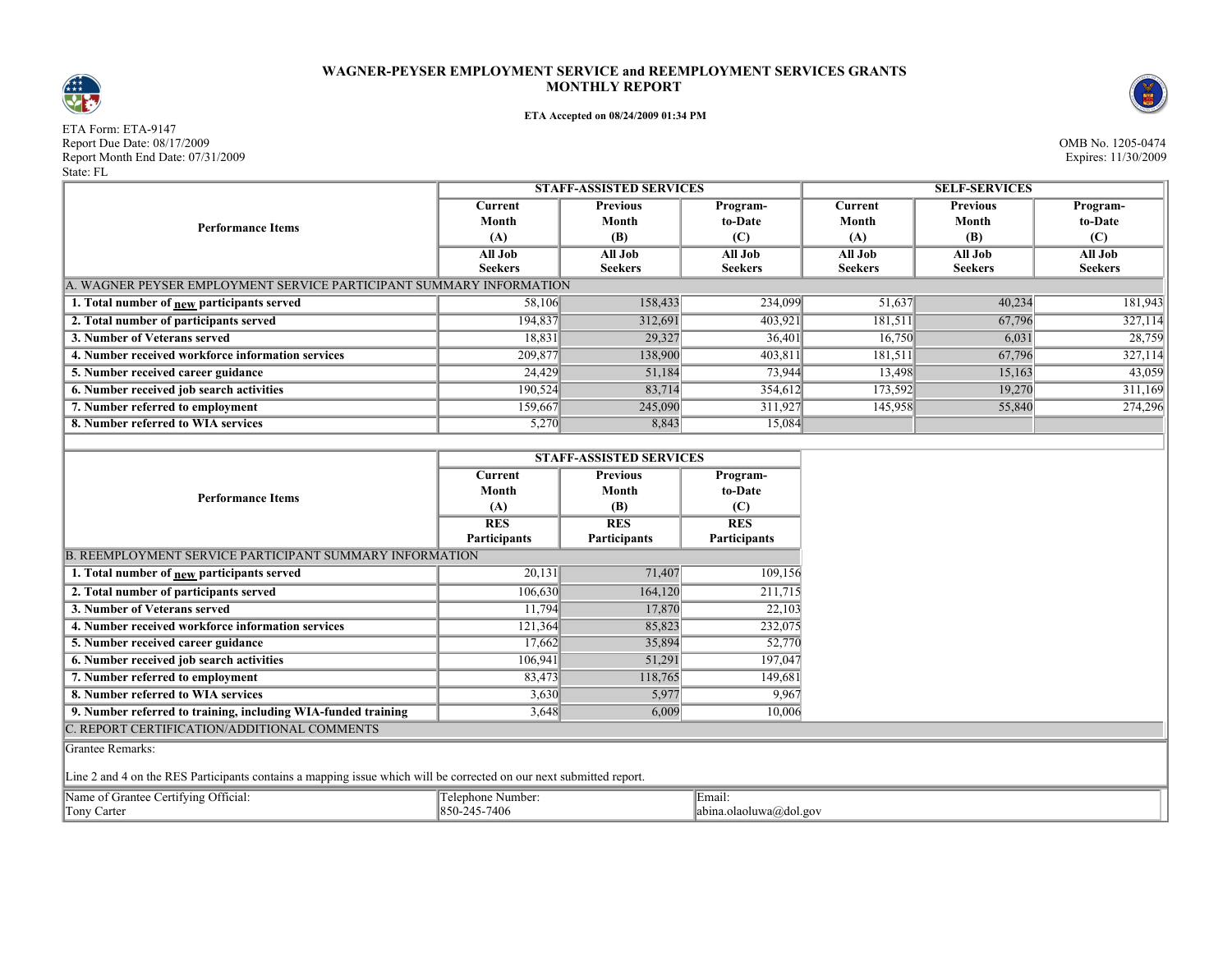# WAGNER-PEYSER EMPLOYMENT SERVICE and REEMPLOYMENT SERVICES GRANTS
## MONTHLY REPORT

**ETA Accepted on 08/24/2009 01:34 PM**

ETA Form: ETA-9147
Report Due Date: 08/17/2009
Report Month End Date: 07/31/2009
State: FL

OMB No. 1205-0474
Expires: 11/30/2009

| Performance Items | STAFF-ASSISTED SERVICES | | | SELF-SERVICES | | |
|---|---|---|---|---|---|---|
| | Current Month (A) | Previous Month (B) | Program-to-Date (C) | Current Month (A) | Previous Month (B) | Program-to-Date (C) |
| | All Job Seekers | All Job Seekers | All Job Seekers | All Job Seekers | All Job Seekers | All Job Seekers |
| **A. WAGNER PEYSER EMPLOYMENT SERVICE PARTICIPANT SUMMARY INFORMATION** | | | | | | |
| **1. Total number of new participants served** | 58,106 | 158,433 | 234,099 | 51,637 | 40,234 | 181,943 |
| **2. Total number of participants served** | 194,837 | 312,691 | 403,921 | 181,511 | 67,796 | 327,114 |
| **3. Number of Veterans served** | 18,831 | 29,327 | 36,401 | 16,750 | 6,031 | 28,759 |
| **4. Number received workforce information services** | 209,877 | 138,900 | 403,811 | 181,511 | 67,796 | 327,114 |
| **5. Number received career guidance** | 24,429 | 51,184 | 73,944 | 13,498 | 15,163 | 43,059 |
| **6. Number received job search activities** | 190,524 | 83,714 | 354,612 | 173,592 | 19,270 | 311,169 |
| **7. Number referred to employment** | 159,667 | 245,090 | 311,927 | 145,958 | 55,840 | 274,296 |
| **8. Number referred to WIA services** | 5,270 | 8,843 | 15,084 | | | |

| Performance Items | STAFF-ASSISTED SERVICES | | |
|---|---|---|---|
| | Current Month (A) | Previous Month (B) | Program-to-Date (C) |
| | RES Participants | RES Participants | RES Participants |
| **B. REEMPLOYMENT SERVICE PARTICIPANT SUMMARY INFORMATION** | | | |
| **1. Total number of new participants served** | 20,131 | 71,407 | 109,156 |
| **2. Total number of participants served** | 106,630 | 164,120 | 211,715 |
| **3. Number of Veterans served** | 11,794 | 17,870 | 22,103 |
| **4. Number received workforce information services** | 121,364 | 85,823 | 232,075 |
| **5. Number received career guidance** | 17,662 | 35,894 | 52,770 |
| **6. Number received job search activities** | 106,941 | 51,291 | 197,047 |
| **7. Number referred to employment** | 83,473 | 118,765 | 149,681 |
| **8. Number referred to WIA services** | 3,630 | 5,977 | 9,967 |
| **9. Number referred to training, including WIA-funded training** | 3,648 | 6,009 | 10,006 |

C. REPORT CERTIFICATION/ADDITIONAL COMMENTS

Grantee Remarks:

Line 2 and 4 on the RES Participants contains a mapping issue which will be corrected on our next submitted report.

| Name of Grantee Certifying Official: | Telephone Number: | Email: |
|---|---|---|
| Tony Carter | 850-245-7406 | abina.olaoluwa@dol.gov |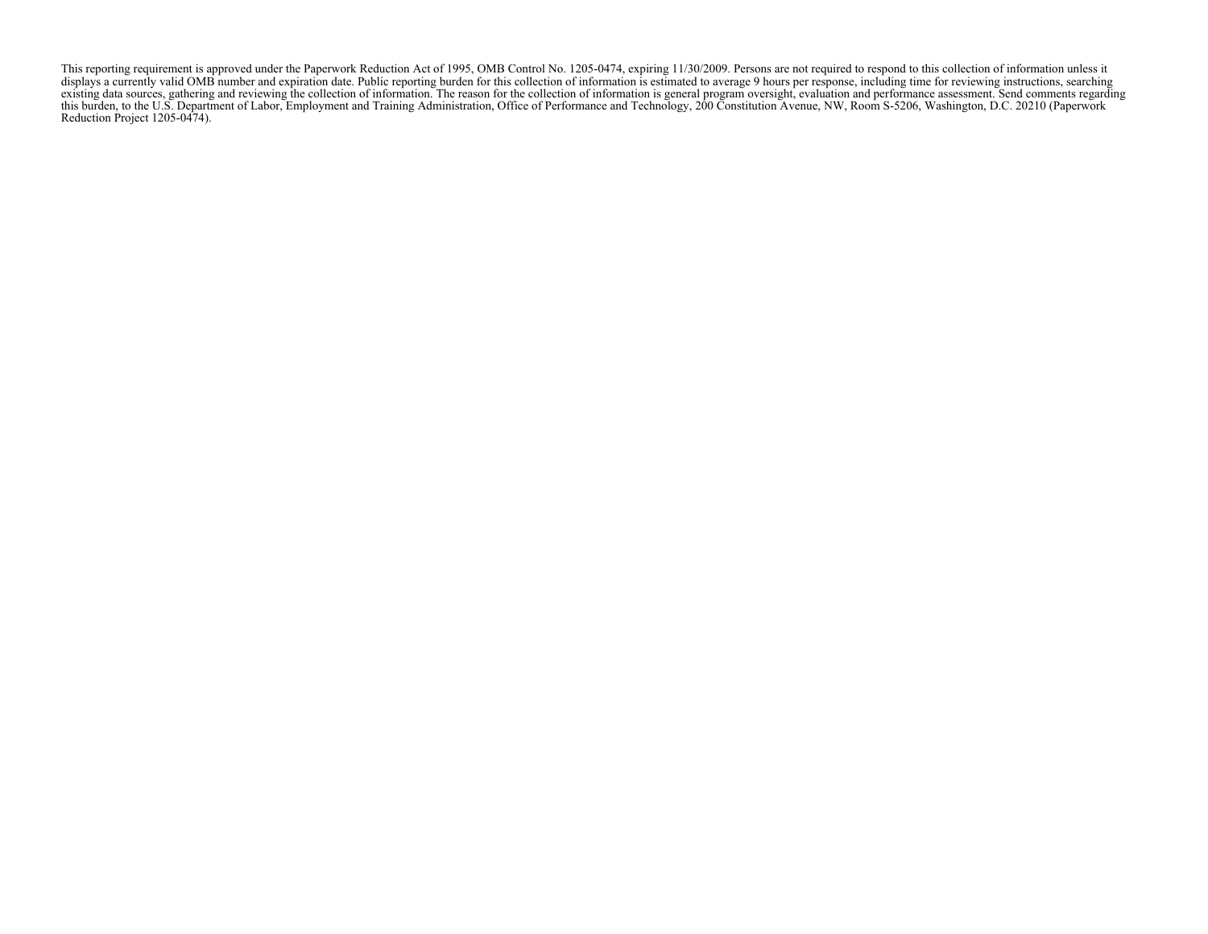This reporting requirement is approved under the Paperwork Reduction Act of 1995, OMB Control No. 1205-0474, expiring 11/30/2009. Persons are not required to respond to this collection of information unless it displays a currently valid OMB number and expiration date. Public reporting burden for this collection of information is estimated to average 9 hours per response, including time for reviewing instructions, searching existing data sources, gathering and reviewing the collection of information. The reason for the collection of information is general program oversight, evaluation and performance assessment. Send comments regarding this burden, to the U.S. Department of Labor, Employment and Training Administration, Office of Performance and Technology, 200 Constitution Avenue, NW, Room S-5206, Washington, D.C. 20210 (Paperwork Reduction Project 1205-0474).